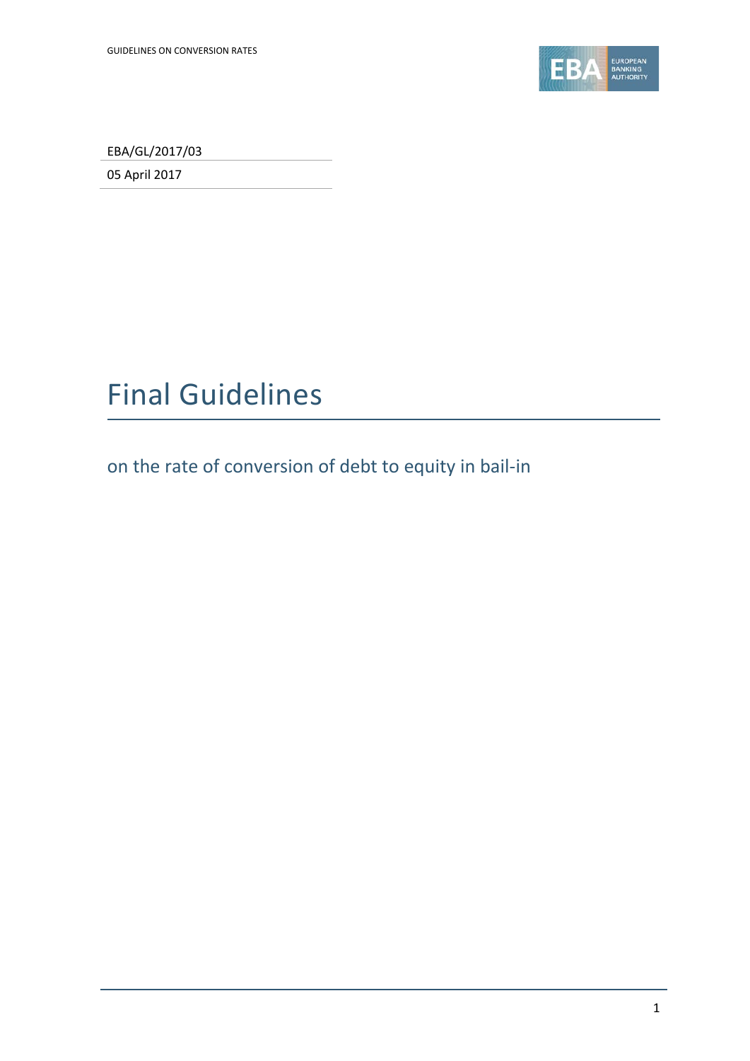EBA/GL/2017/03

05 April 2017

# Final Guidelines

## on the rate of conversion of debt to equity in bail-in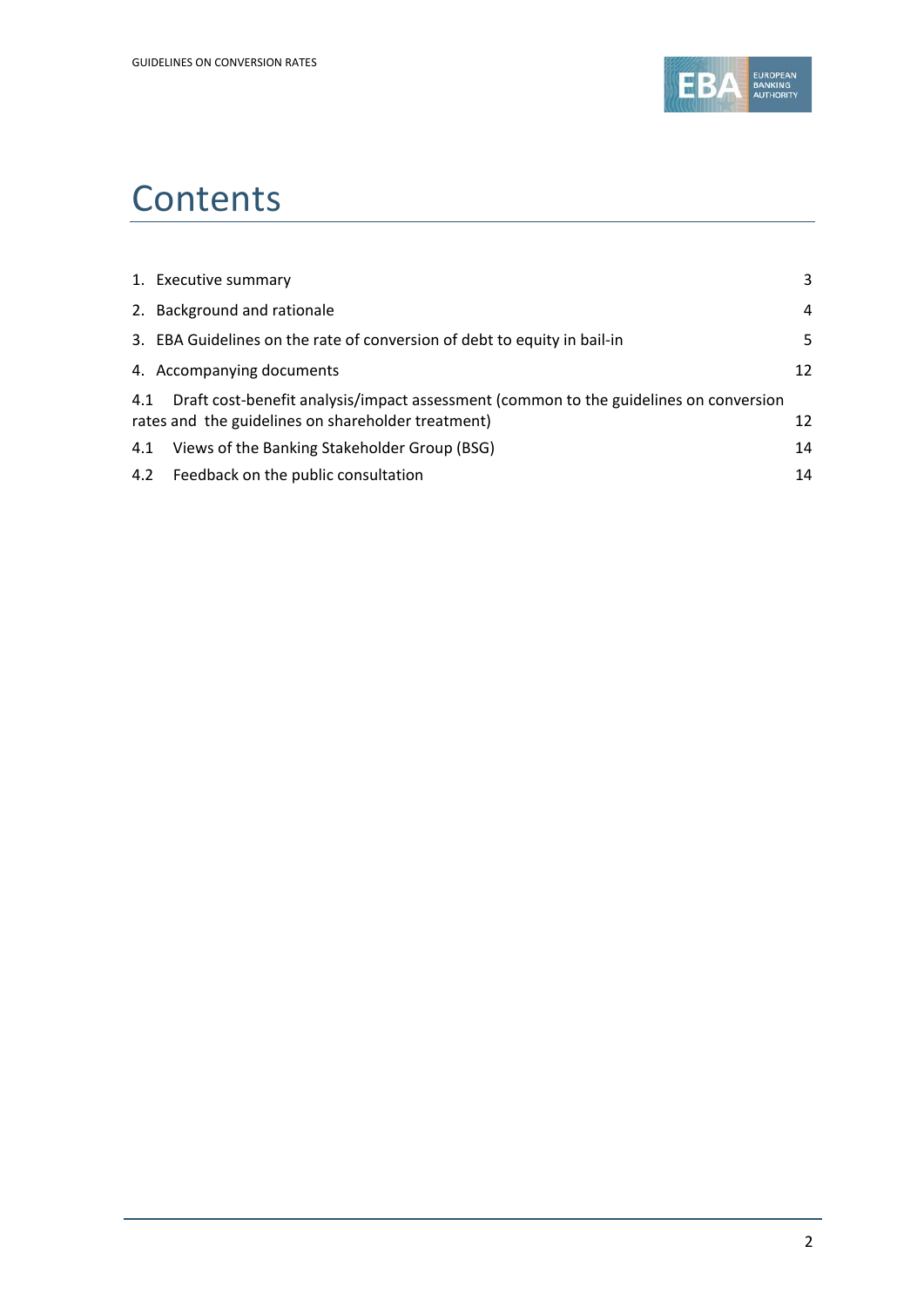# Contents

| | |
|---|---|
| 1. Executive summary | 3 |
| 2. Background and rationale | 4 |
| 3. EBA Guidelines on the rate of conversion of debt to equity in bail-in | 5 |
| 4. Accompanying documents | 12 |
| 4.1 Draft cost-benefit analysis/impact assessment (common to the guidelines on conversion rates and the guidelines on shareholder treatment) | 12 |
| 4.1 Views of the Banking Stakeholder Group (BSG) | 14 |
| 4.2 Feedback on the public consultation | 14 |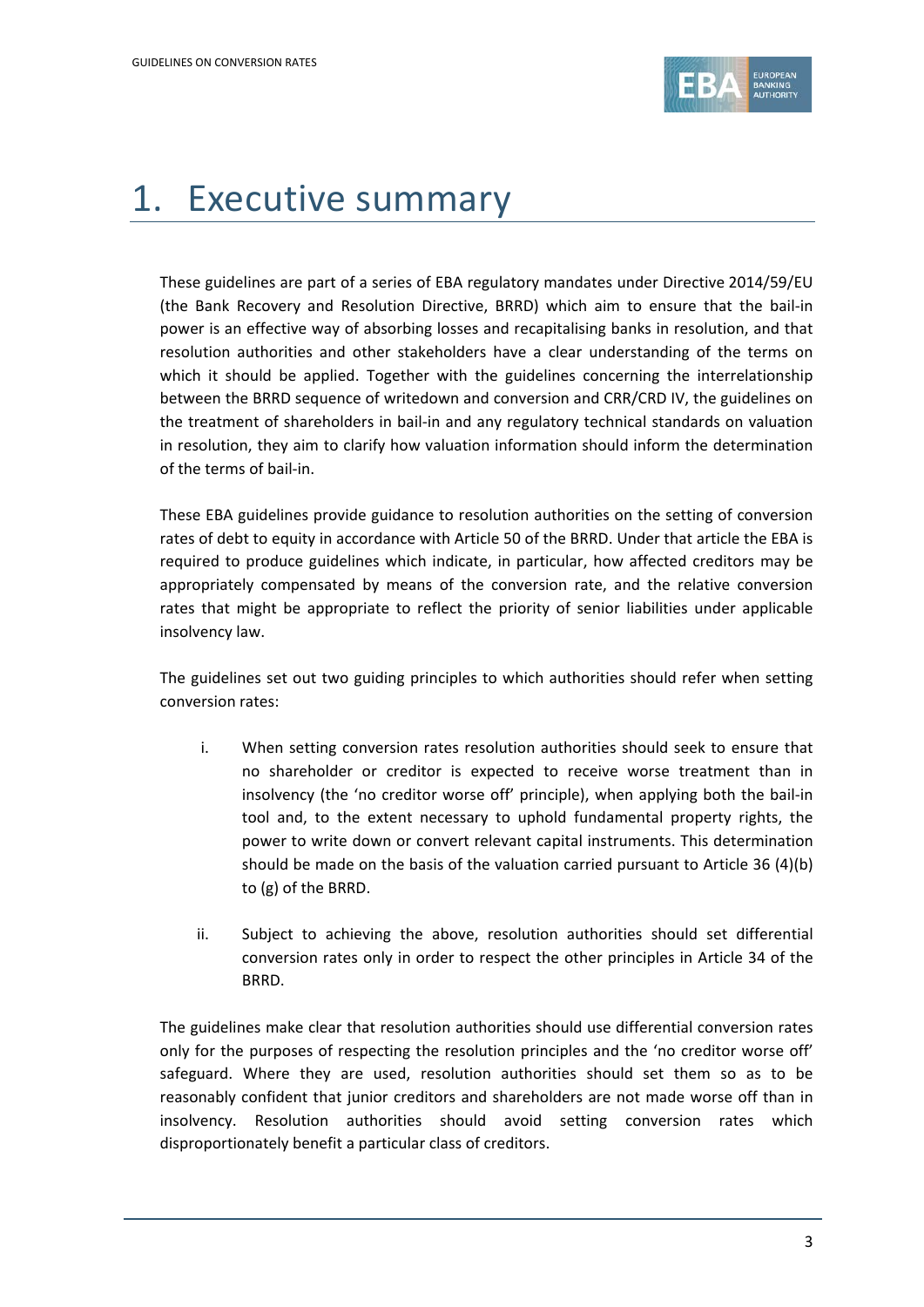# 1. Executive summary

These guidelines are part of a series of EBA regulatory mandates under Directive 2014/59/EU (the Bank Recovery and Resolution Directive, BRRD) which aim to ensure that the bail-in power is an effective way of absorbing losses and recapitalising banks in resolution, and that resolution authorities and other stakeholders have a clear understanding of the terms on which it should be applied. Together with the guidelines concerning the interrelationship between the BRRD sequence of writedown and conversion and CRR/CRD IV, the guidelines on the treatment of shareholders in bail-in and any regulatory technical standards on valuation in resolution, they aim to clarify how valuation information should inform the determination of the terms of bail-in.

These EBA guidelines provide guidance to resolution authorities on the setting of conversion rates of debt to equity in accordance with Article 50 of the BRRD. Under that article the EBA is required to produce guidelines which indicate, in particular, how affected creditors may be appropriately compensated by means of the conversion rate, and the relative conversion rates that might be appropriate to reflect the priority of senior liabilities under applicable insolvency law.

The guidelines set out two guiding principles to which authorities should refer when setting conversion rates:

i. When setting conversion rates resolution authorities should seek to ensure that no shareholder or creditor is expected to receive worse treatment than in insolvency (the 'no creditor worse off' principle), when applying both the bail-in tool and, to the extent necessary to uphold fundamental property rights, the power to write down or convert relevant capital instruments. This determination should be made on the basis of the valuation carried pursuant to Article 36 (4)(b) to (g) of the BRRD.

ii. Subject to achieving the above, resolution authorities should set differential conversion rates only in order to respect the other principles in Article 34 of the BRRD.

The guidelines make clear that resolution authorities should use differential conversion rates only for the purposes of respecting the resolution principles and the 'no creditor worse off' safeguard. Where they are used, resolution authorities should set them so as to be reasonably confident that junior creditors and shareholders are not made worse off than in insolvency. Resolution authorities should avoid setting conversion rates which disproportionately benefit a particular class of creditors.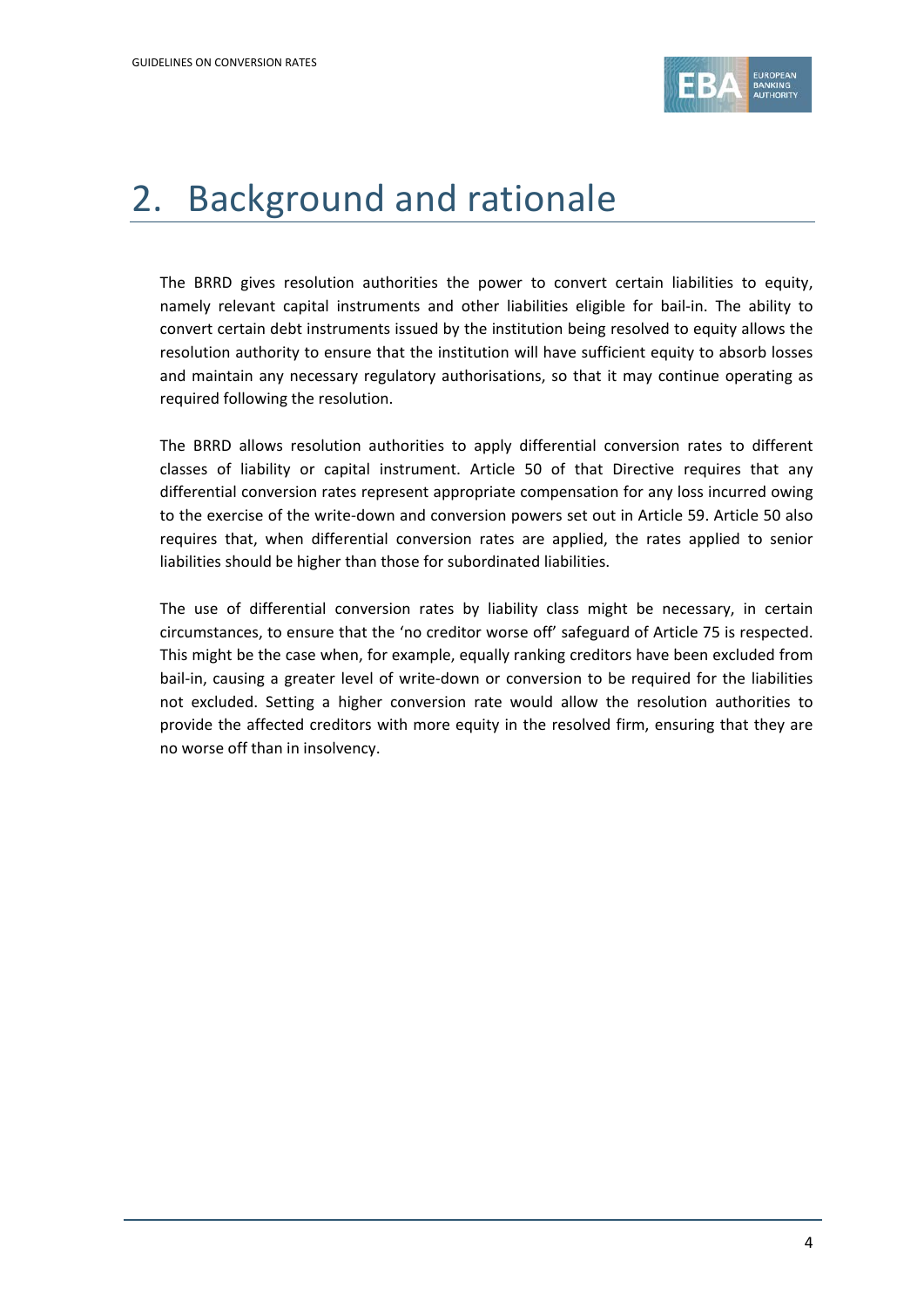# 2. Background and rationale

The BRRD gives resolution authorities the power to convert certain liabilities to equity, namely relevant capital instruments and other liabilities eligible for bail-in. The ability to convert certain debt instruments issued by the institution being resolved to equity allows the resolution authority to ensure that the institution will have sufficient equity to absorb losses and maintain any necessary regulatory authorisations, so that it may continue operating as required following the resolution.

The BRRD allows resolution authorities to apply differential conversion rates to different classes of liability or capital instrument. Article 50 of that Directive requires that any differential conversion rates represent appropriate compensation for any loss incurred owing to the exercise of the write-down and conversion powers set out in Article 59. Article 50 also requires that, when differential conversion rates are applied, the rates applied to senior liabilities should be higher than those for subordinated liabilities.

The use of differential conversion rates by liability class might be necessary, in certain circumstances, to ensure that the 'no creditor worse off' safeguard of Article 75 is respected. This might be the case when, for example, equally ranking creditors have been excluded from bail-in, causing a greater level of write-down or conversion to be required for the liabilities not excluded. Setting a higher conversion rate would allow the resolution authorities to provide the affected creditors with more equity in the resolved firm, ensuring that they are no worse off than in insolvency.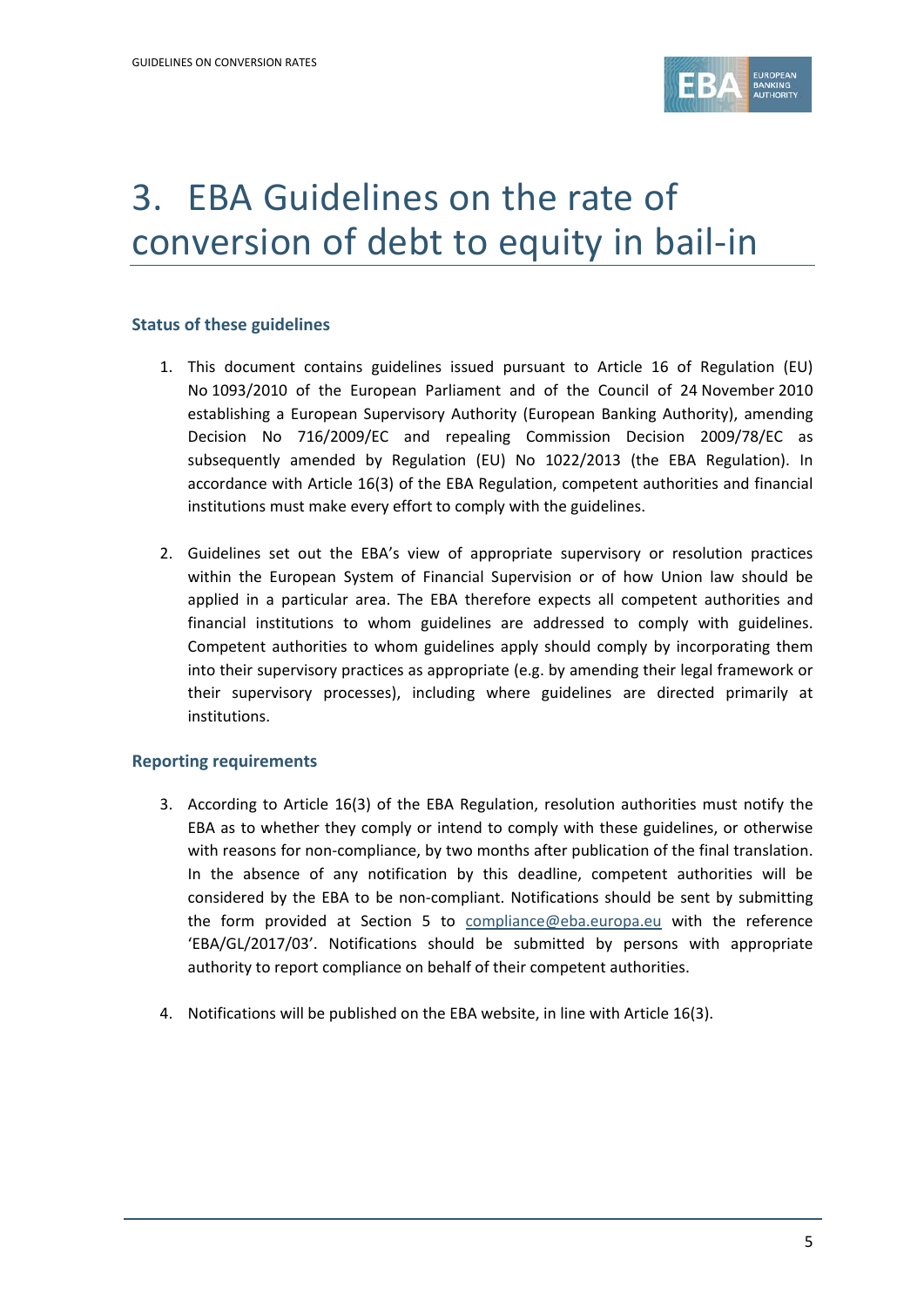# 3. EBA Guidelines on the rate of conversion of debt to equity in bail-in

## Status of these guidelines

1. This document contains guidelines issued pursuant to Article 16 of Regulation (EU) No 1093/2010 of the European Parliament and of the Council of 24 November 2010 establishing a European Supervisory Authority (European Banking Authority), amending Decision No 716/2009/EC and repealing Commission Decision 2009/78/EC as subsequently amended by Regulation (EU) No 1022/2013 (the EBA Regulation). In accordance with Article 16(3) of the EBA Regulation, competent authorities and financial institutions must make every effort to comply with the guidelines.

2. Guidelines set out the EBA's view of appropriate supervisory or resolution practices within the European System of Financial Supervision or of how Union law should be applied in a particular area. The EBA therefore expects all competent authorities and financial institutions to whom guidelines are addressed to comply with guidelines. Competent authorities to whom guidelines apply should comply by incorporating them into their supervisory practices as appropriate (e.g. by amending their legal framework or their supervisory processes), including where guidelines are directed primarily at institutions.

## Reporting requirements

3. According to Article 16(3) of the EBA Regulation, resolution authorities must notify the EBA as to whether they comply or intend to comply with these guidelines, or otherwise with reasons for non-compliance, by two months after publication of the final translation. In the absence of any notification by this deadline, competent authorities will be considered by the EBA to be non-compliant. Notifications should be sent by submitting the form provided at Section 5 to compliance@eba.europa.eu with the reference 'EBA/GL/2017/03'. Notifications should be submitted by persons with appropriate authority to report compliance on behalf of their competent authorities.

4. Notifications will be published on the EBA website, in line with Article 16(3).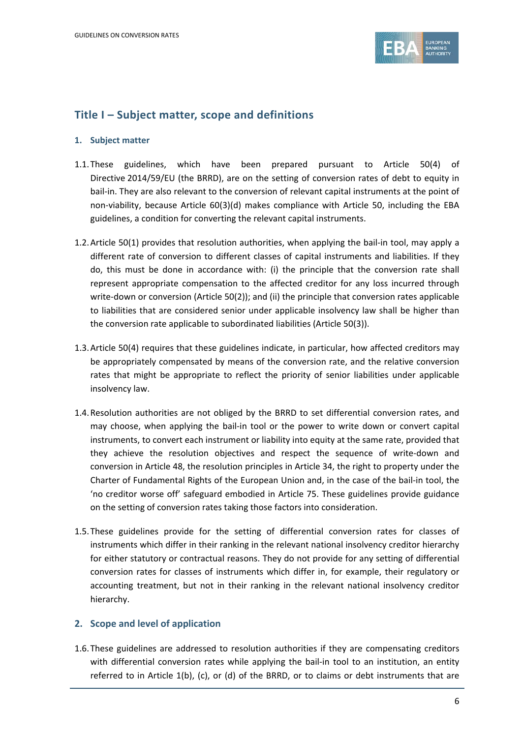# Title I – Subject matter, scope and definitions

## 1. Subject matter

1.1. These guidelines, which have been prepared pursuant to Article 50(4) of Directive 2014/59/EU (the BRRD), are on the setting of conversion rates of debt to equity in bail-in. They are also relevant to the conversion of relevant capital instruments at the point of non-viability, because Article 60(3)(d) makes compliance with Article 50, including the EBA guidelines, a condition for converting the relevant capital instruments.

1.2. Article 50(1) provides that resolution authorities, when applying the bail-in tool, may apply a different rate of conversion to different classes of capital instruments and liabilities. If they do, this must be done in accordance with: (i) the principle that the conversion rate shall represent appropriate compensation to the affected creditor for any loss incurred through write-down or conversion (Article 50(2)); and (ii) the principle that conversion rates applicable to liabilities that are considered senior under applicable insolvency law shall be higher than the conversion rate applicable to subordinated liabilities (Article 50(3)).

1.3. Article 50(4) requires that these guidelines indicate, in particular, how affected creditors may be appropriately compensated by means of the conversion rate, and the relative conversion rates that might be appropriate to reflect the priority of senior liabilities under applicable insolvency law.

1.4. Resolution authorities are not obliged by the BRRD to set differential conversion rates, and may choose, when applying the bail-in tool or the power to write down or convert capital instruments, to convert each instrument or liability into equity at the same rate, provided that they achieve the resolution objectives and respect the sequence of write-down and conversion in Article 48, the resolution principles in Article 34, the right to property under the Charter of Fundamental Rights of the European Union and, in the case of the bail-in tool, the 'no creditor worse off' safeguard embodied in Article 75. These guidelines provide guidance on the setting of conversion rates taking those factors into consideration.

1.5. These guidelines provide for the setting of differential conversion rates for classes of instruments which differ in their ranking in the relevant national insolvency creditor hierarchy for either statutory or contractual reasons. They do not provide for any setting of differential conversion rates for classes of instruments which differ in, for example, their regulatory or accounting treatment, but not in their ranking in the relevant national insolvency creditor hierarchy.

## 2. Scope and level of application

1.6. These guidelines are addressed to resolution authorities if they are compensating creditors with differential conversion rates while applying the bail-in tool to an institution, an entity referred to in Article 1(b), (c), or (d) of the BRRD, or to claims or debt instruments that are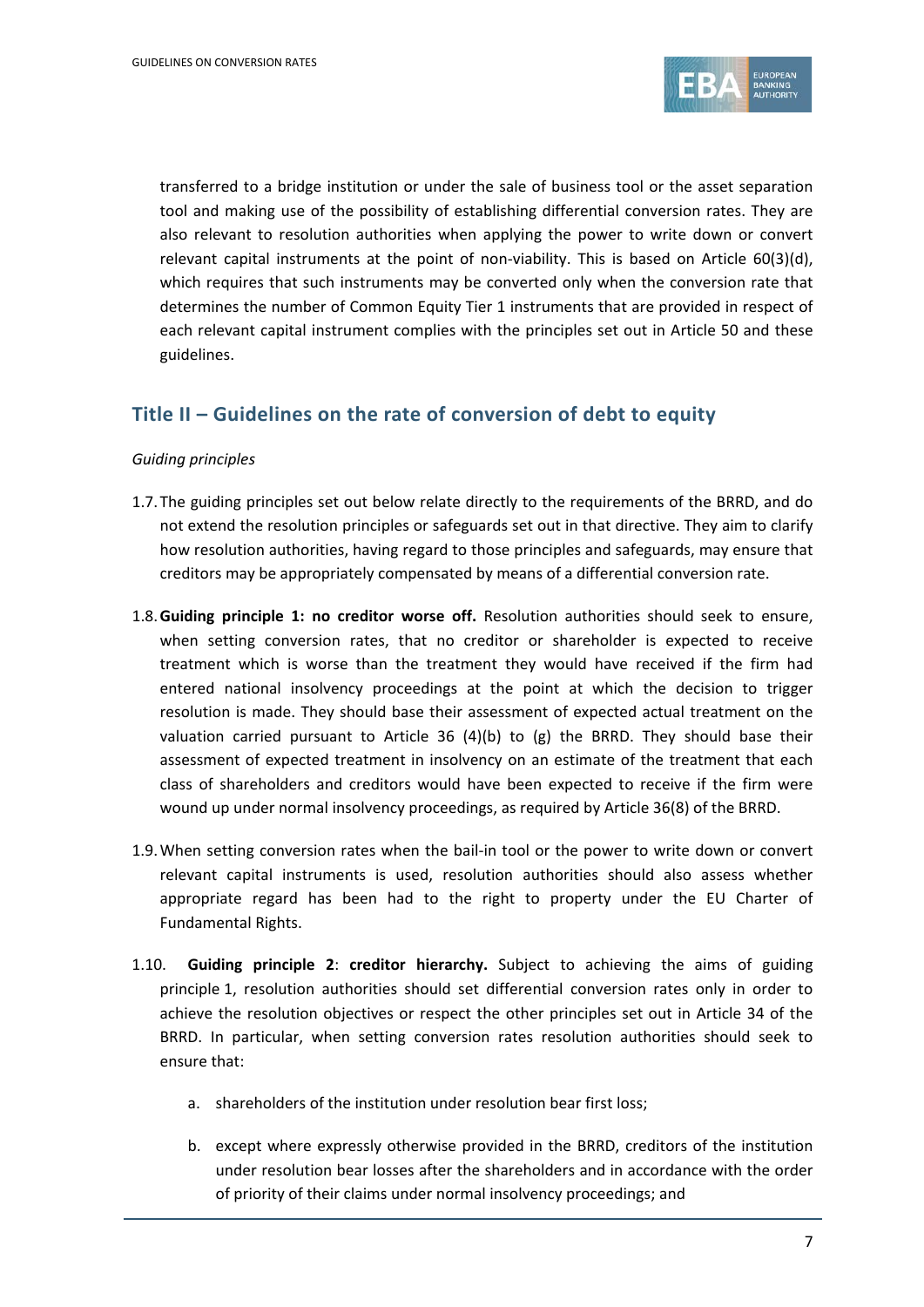transferred to a bridge institution or under the sale of business tool or the asset separation tool and making use of the possibility of establishing differential conversion rates. They are also relevant to resolution authorities when applying the power to write down or convert relevant capital instruments at the point of non-viability. This is based on Article 60(3)(d), which requires that such instruments may be converted only when the conversion rate that determines the number of Common Equity Tier 1 instruments that are provided in respect of each relevant capital instrument complies with the principles set out in Article 50 and these guidelines.

## Title II – Guidelines on the rate of conversion of debt to equity

*Guiding principles*

1.7. The guiding principles set out below relate directly to the requirements of the BRRD, and do not extend the resolution principles or safeguards set out in that directive. They aim to clarify how resolution authorities, having regard to those principles and safeguards, may ensure that creditors may be appropriately compensated by means of a differential conversion rate.

1.8. **Guiding principle 1: no creditor worse off.** Resolution authorities should seek to ensure, when setting conversion rates, that no creditor or shareholder is expected to receive treatment which is worse than the treatment they would have received if the firm had entered national insolvency proceedings at the point at which the decision to trigger resolution is made. They should base their assessment of expected actual treatment on the valuation carried pursuant to Article 36 (4)(b) to (g) the BRRD. They should base their assessment of expected treatment in insolvency on an estimate of the treatment that each class of shareholders and creditors would have been expected to receive if the firm were wound up under normal insolvency proceedings, as required by Article 36(8) of the BRRD.

1.9. When setting conversion rates when the bail-in tool or the power to write down or convert relevant capital instruments is used, resolution authorities should also assess whether appropriate regard has been had to the right to property under the EU Charter of Fundamental Rights.

1.10. **Guiding principle 2**: **creditor hierarchy.** Subject to achieving the aims of guiding principle 1, resolution authorities should set differential conversion rates only in order to achieve the resolution objectives or respect the other principles set out in Article 34 of the BRRD. In particular, when setting conversion rates resolution authorities should seek to ensure that:

   a. shareholders of the institution under resolution bear first loss;

   b. except where expressly otherwise provided in the BRRD, creditors of the institution under resolution bear losses after the shareholders and in accordance with the order of priority of their claims under normal insolvency proceedings; and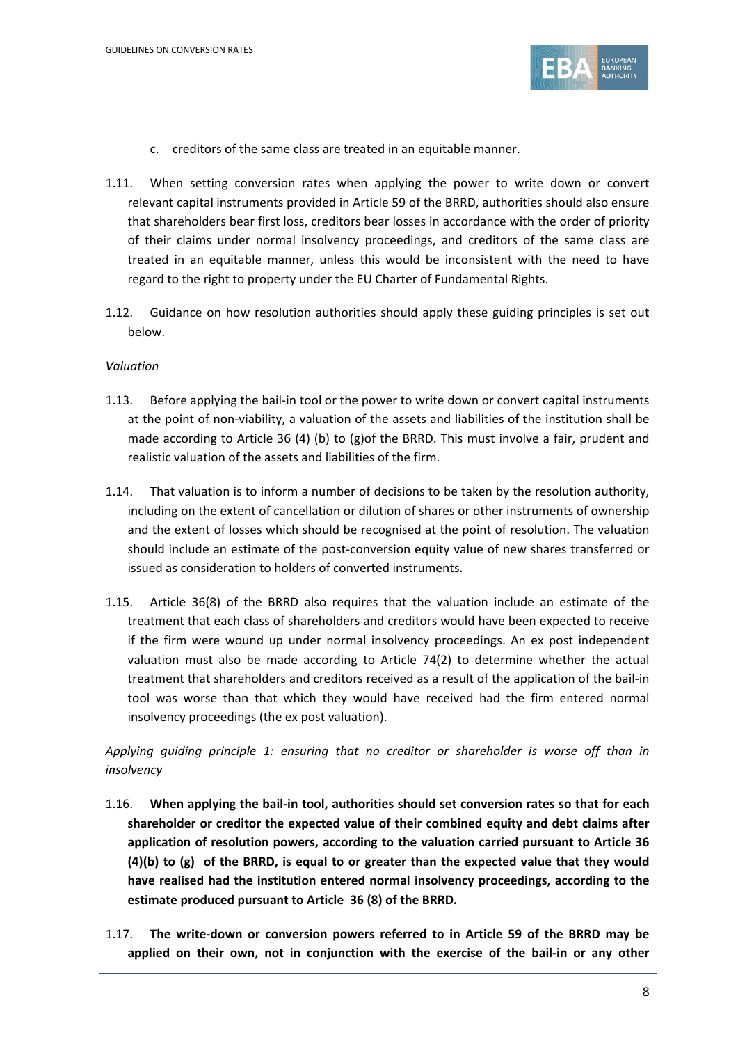c. creditors of the same class are treated in an equitable manner.

1.11. When setting conversion rates when applying the power to write down or convert relevant capital instruments provided in Article 59 of the BRRD, authorities should also ensure that shareholders bear first loss, creditors bear losses in accordance with the order of priority of their claims under normal insolvency proceedings, and creditors of the same class are treated in an equitable manner, unless this would be inconsistent with the need to have regard to the right to property under the EU Charter of Fundamental Rights.

1.12. Guidance on how resolution authorities should apply these guiding principles is set out below.

*Valuation*

1.13. Before applying the bail-in tool or the power to write down or convert capital instruments at the point of non-viability, a valuation of the assets and liabilities of the institution shall be made according to Article 36 (4) (b) to (g)of the BRRD. This must involve a fair, prudent and realistic valuation of the assets and liabilities of the firm.

1.14. That valuation is to inform a number of decisions to be taken by the resolution authority, including on the extent of cancellation or dilution of shares or other instruments of ownership and the extent of losses which should be recognised at the point of resolution. The valuation should include an estimate of the post-conversion equity value of new shares transferred or issued as consideration to holders of converted instruments.

1.15. Article 36(8) of the BRRD also requires that the valuation include an estimate of the treatment that each class of shareholders and creditors would have been expected to receive if the firm were wound up under normal insolvency proceedings. An ex post independent valuation must also be made according to Article 74(2) to determine whether the actual treatment that shareholders and creditors received as a result of the application of the bail-in tool was worse than that which they would have received had the firm entered normal insolvency proceedings (the ex post valuation).

*Applying guiding principle 1: ensuring that no creditor or shareholder is worse off than in insolvency*

1.16. **When applying the bail-in tool, authorities should set conversion rates so that for each shareholder or creditor the expected value of their combined equity and debt claims after application of resolution powers, according to the valuation carried pursuant to Article 36 (4)(b) to (g) of the BRRD, is equal to or greater than the expected value that they would have realised had the institution entered normal insolvency proceedings, according to the estimate produced pursuant to Article 36 (8) of the BRRD.**

1.17. **The write-down or conversion powers referred to in Article 59 of the BRRD may be applied on their own, not in conjunction with the exercise of the bail-in or any other**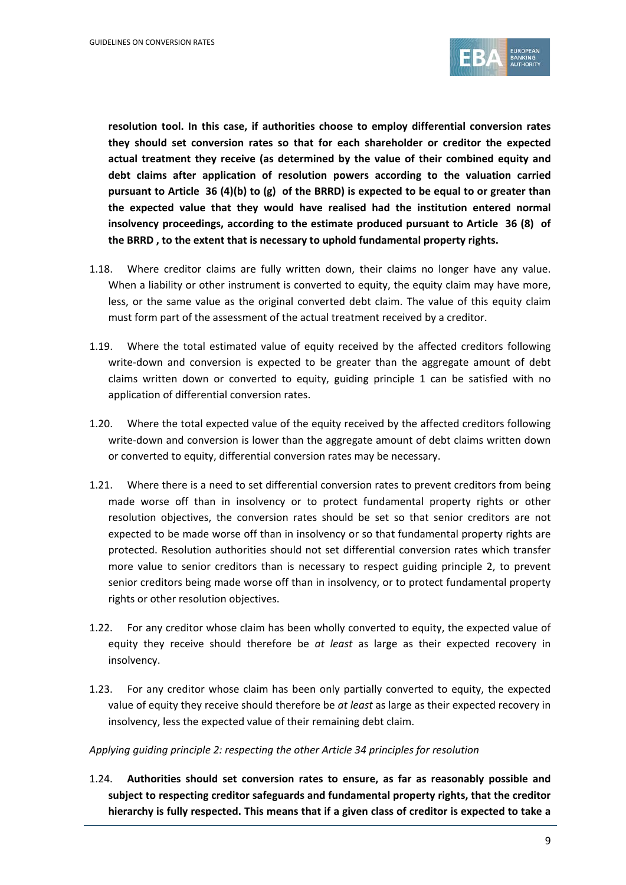**resolution tool. In this case, if authorities choose to employ differential conversion rates they should set conversion rates so that for each shareholder or creditor the expected actual treatment they receive (as determined by the value of their combined equity and debt claims after application of resolution powers according to the valuation carried pursuant to Article 36 (4)(b) to (g) of the BRRD) is expected to be equal to or greater than the expected value that they would have realised had the institution entered normal insolvency proceedings, according to the estimate produced pursuant to Article 36 (8) of the BRRD , to the extent that is necessary to uphold fundamental property rights.**

1.18. Where creditor claims are fully written down, their claims no longer have any value. When a liability or other instrument is converted to equity, the equity claim may have more, less, or the same value as the original converted debt claim. The value of this equity claim must form part of the assessment of the actual treatment received by a creditor.

1.19. Where the total estimated value of equity received by the affected creditors following write-down and conversion is expected to be greater than the aggregate amount of debt claims written down or converted to equity, guiding principle 1 can be satisfied with no application of differential conversion rates.

1.20. Where the total expected value of the equity received by the affected creditors following write-down and conversion is lower than the aggregate amount of debt claims written down or converted to equity, differential conversion rates may be necessary.

1.21. Where there is a need to set differential conversion rates to prevent creditors from being made worse off than in insolvency or to protect fundamental property rights or other resolution objectives, the conversion rates should be set so that senior creditors are not expected to be made worse off than in insolvency or so that fundamental property rights are protected. Resolution authorities should not set differential conversion rates which transfer more value to senior creditors than is necessary to respect guiding principle 2, to prevent senior creditors being made worse off than in insolvency, or to protect fundamental property rights or other resolution objectives.

1.22. For any creditor whose claim has been wholly converted to equity, the expected value of equity they receive should therefore be *at least* as large as their expected recovery in insolvency.

1.23. For any creditor whose claim has been only partially converted to equity, the expected value of equity they receive should therefore be *at least* as large as their expected recovery in insolvency, less the expected value of their remaining debt claim.

*Applying guiding principle 2: respecting the other Article 34 principles for resolution*

1.24. **Authorities should set conversion rates to ensure, as far as reasonably possible and subject to respecting creditor safeguards and fundamental property rights, that the creditor hierarchy is fully respected. This means that if a given class of creditor is expected to take a**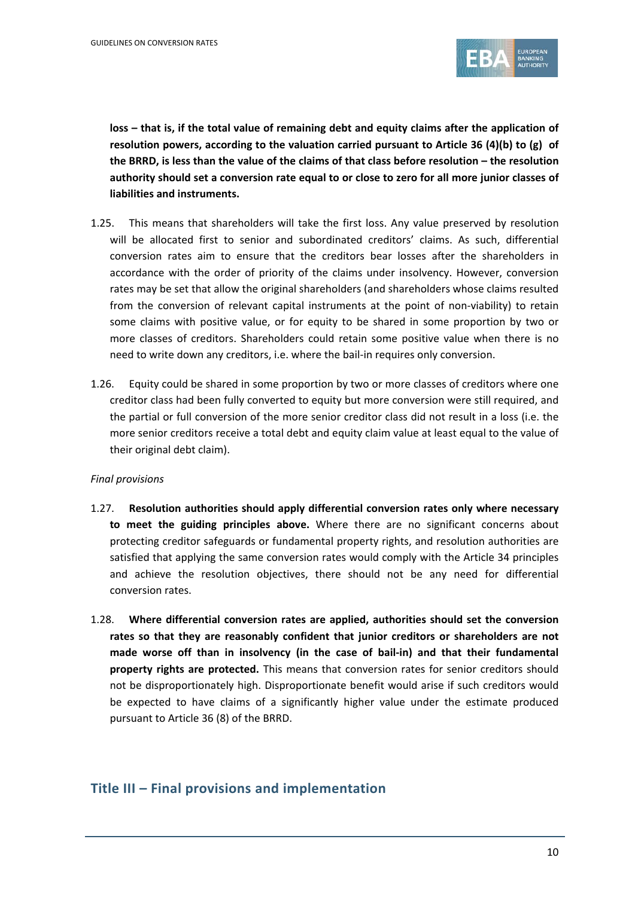**loss – that is, if the total value of remaining debt and equity claims after the application of resolution powers, according to the valuation carried pursuant to Article 36 (4)(b) to (g) of the BRRD, is less than the value of the claims of that class before resolution – the resolution authority should set a conversion rate equal to or close to zero for all more junior classes of liabilities and instruments.**

1.25. This means that shareholders will take the first loss. Any value preserved by resolution will be allocated first to senior and subordinated creditors' claims. As such, differential conversion rates aim to ensure that the creditors bear losses after the shareholders in accordance with the order of priority of the claims under insolvency. However, conversion rates may be set that allow the original shareholders (and shareholders whose claims resulted from the conversion of relevant capital instruments at the point of non-viability) to retain some claims with positive value, or for equity to be shared in some proportion by two or more classes of creditors. Shareholders could retain some positive value when there is no need to write down any creditors, i.e. where the bail-in requires only conversion.

1.26. Equity could be shared in some proportion by two or more classes of creditors where one creditor class had been fully converted to equity but more conversion were still required, and the partial or full conversion of the more senior creditor class did not result in a loss (i.e. the more senior creditors receive a total debt and equity claim value at least equal to the value of their original debt claim).

*Final provisions*

1.27. **Resolution authorities should apply differential conversion rates only where necessary to meet the guiding principles above.** Where there are no significant concerns about protecting creditor safeguards or fundamental property rights, and resolution authorities are satisfied that applying the same conversion rates would comply with the Article 34 principles and achieve the resolution objectives, there should not be any need for differential conversion rates.

1.28. **Where differential conversion rates are applied, authorities should set the conversion rates so that they are reasonably confident that junior creditors or shareholders are not made worse off than in insolvency (in the case of bail-in) and that their fundamental property rights are protected.** This means that conversion rates for senior creditors should not be disproportionately high. Disproportionate benefit would arise if such creditors would be expected to have claims of a significantly higher value under the estimate produced pursuant to Article 36 (8) of the BRRD.

## Title III – Final provisions and implementation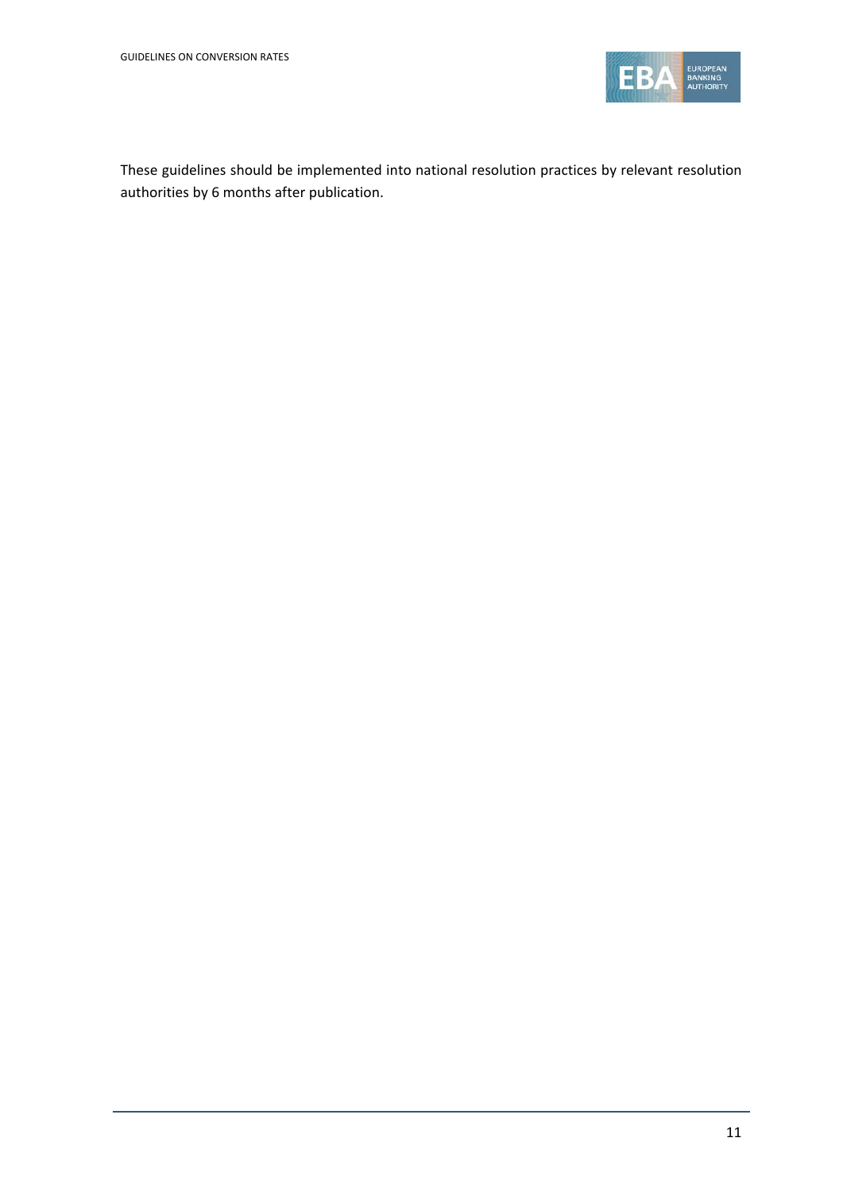These guidelines should be implemented into national resolution practices by relevant resolution authorities by 6 months after publication.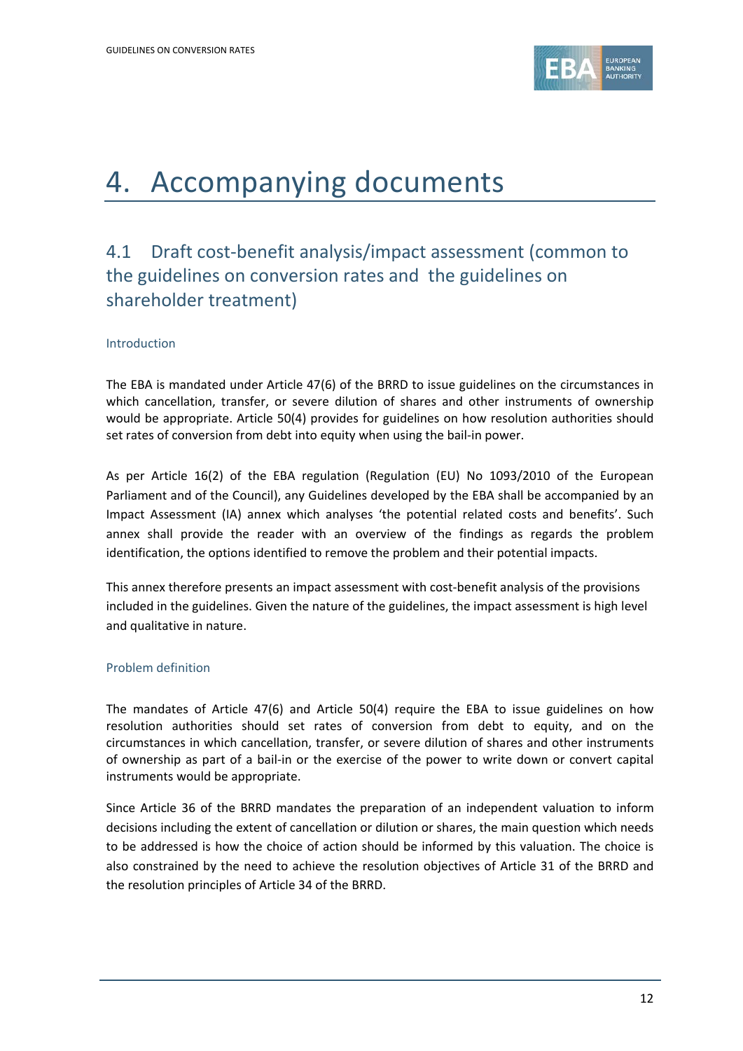# 4. Accompanying documents

## 4.1 Draft cost-benefit analysis/impact assessment (common to the guidelines on conversion rates and the guidelines on shareholder treatment)

### Introduction

The EBA is mandated under Article 47(6) of the BRRD to issue guidelines on the circumstances in which cancellation, transfer, or severe dilution of shares and other instruments of ownership would be appropriate. Article 50(4) provides for guidelines on how resolution authorities should set rates of conversion from debt into equity when using the bail-in power.

As per Article 16(2) of the EBA regulation (Regulation (EU) No 1093/2010 of the European Parliament and of the Council), any Guidelines developed by the EBA shall be accompanied by an Impact Assessment (IA) annex which analyses 'the potential related costs and benefits'. Such annex shall provide the reader with an overview of the findings as regards the problem identification, the options identified to remove the problem and their potential impacts.

This annex therefore presents an impact assessment with cost-benefit analysis of the provisions included in the guidelines. Given the nature of the guidelines, the impact assessment is high level and qualitative in nature.

### Problem definition

The mandates of Article 47(6) and Article 50(4) require the EBA to issue guidelines on how resolution authorities should set rates of conversion from debt to equity, and on the circumstances in which cancellation, transfer, or severe dilution of shares and other instruments of ownership as part of a bail-in or the exercise of the power to write down or convert capital instruments would be appropriate.

Since Article 36 of the BRRD mandates the preparation of an independent valuation to inform decisions including the extent of cancellation or dilution or shares, the main question which needs to be addressed is how the choice of action should be informed by this valuation. The choice is also constrained by the need to achieve the resolution objectives of Article 31 of the BRRD and the resolution principles of Article 34 of the BRRD.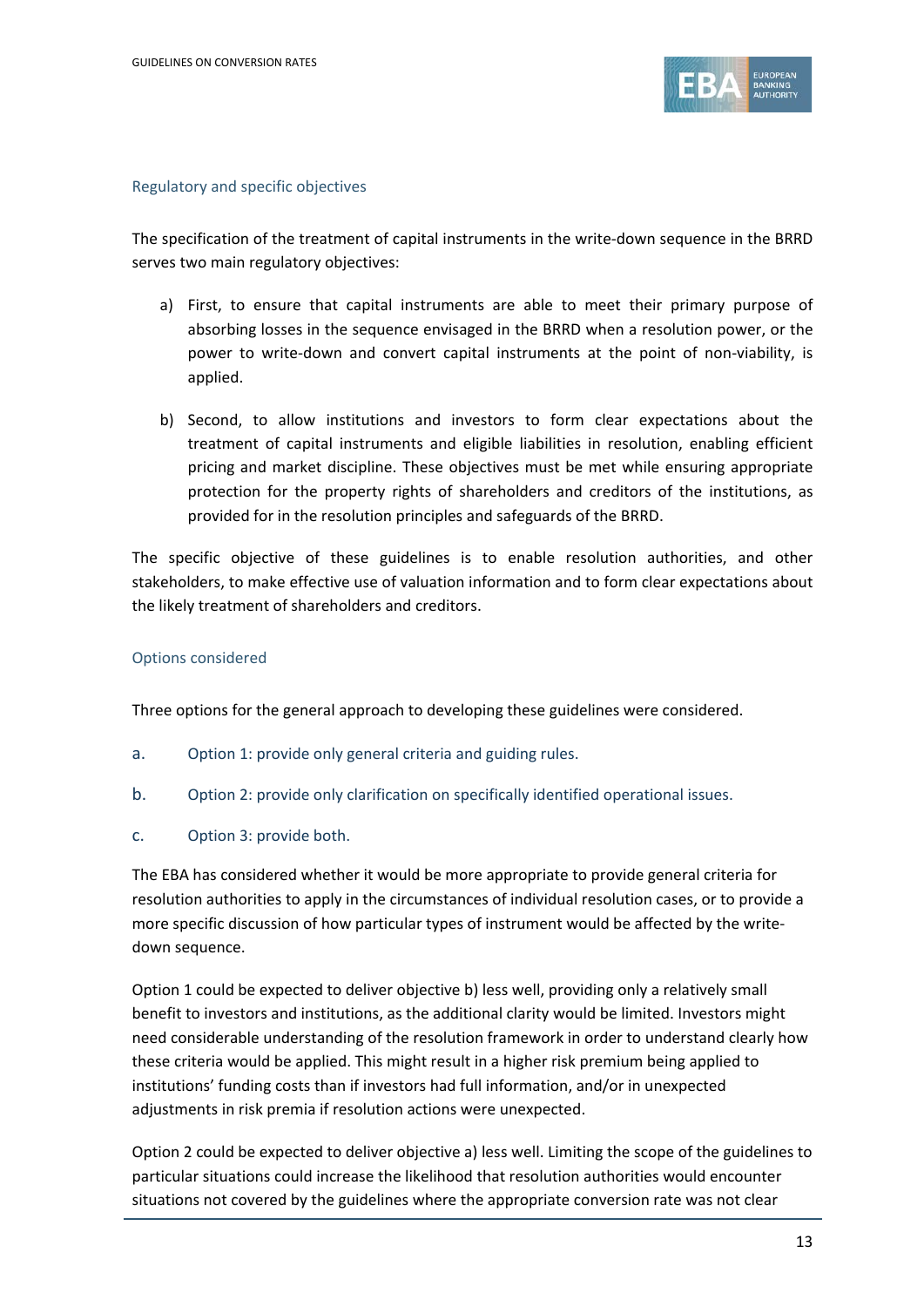### Regulatory and specific objectives

The specification of the treatment of capital instruments in the write-down sequence in the BRRD serves two main regulatory objectives:

a) First, to ensure that capital instruments are able to meet their primary purpose of absorbing losses in the sequence envisaged in the BRRD when a resolution power, or the power to write-down and convert capital instruments at the point of non-viability, is applied.

b) Second, to allow institutions and investors to form clear expectations about the treatment of capital instruments and eligible liabilities in resolution, enabling efficient pricing and market discipline. These objectives must be met while ensuring appropriate protection for the property rights of shareholders and creditors of the institutions, as provided for in the resolution principles and safeguards of the BRRD.

The specific objective of these guidelines is to enable resolution authorities, and other stakeholders, to make effective use of valuation information and to form clear expectations about the likely treatment of shareholders and creditors.

### Options considered

Three options for the general approach to developing these guidelines were considered.

a. Option 1: provide only general criteria and guiding rules.

b. Option 2: provide only clarification on specifically identified operational issues.

c. Option 3: provide both.

The EBA has considered whether it would be more appropriate to provide general criteria for resolution authorities to apply in the circumstances of individual resolution cases, or to provide a more specific discussion of how particular types of instrument would be affected by the write-down sequence.

Option 1 could be expected to deliver objective b) less well, providing only a relatively small benefit to investors and institutions, as the additional clarity would be limited. Investors might need considerable understanding of the resolution framework in order to understand clearly how these criteria would be applied. This might result in a higher risk premium being applied to institutions' funding costs than if investors had full information, and/or in unexpected adjustments in risk premia if resolution actions were unexpected.

Option 2 could be expected to deliver objective a) less well. Limiting the scope of the guidelines to particular situations could increase the likelihood that resolution authorities would encounter situations not covered by the guidelines where the appropriate conversion rate was not clear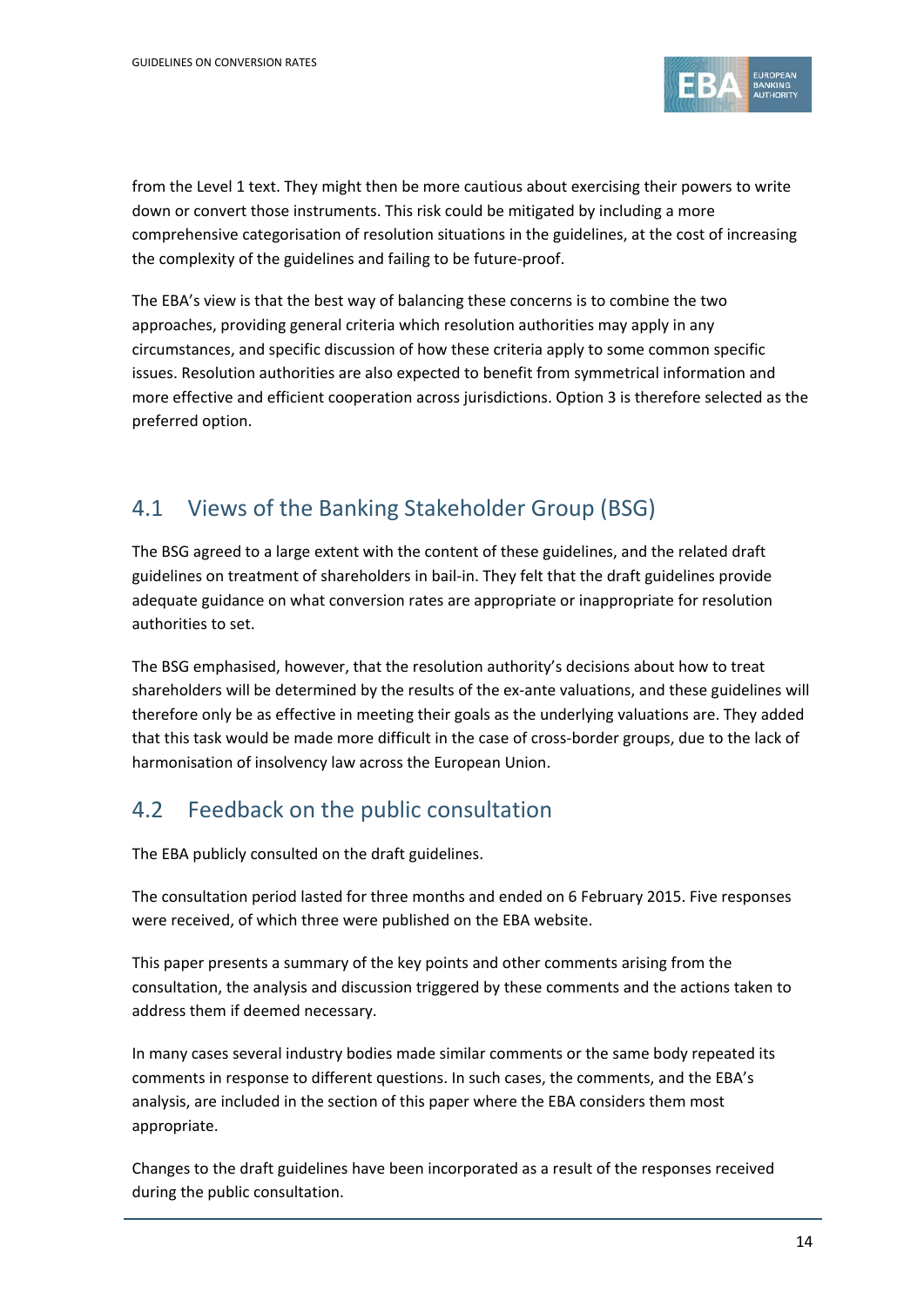from the Level 1 text. They might then be more cautious about exercising their powers to write down or convert those instruments. This risk could be mitigated by including a more comprehensive categorisation of resolution situations in the guidelines, at the cost of increasing the complexity of the guidelines and failing to be future-proof.

The EBA's view is that the best way of balancing these concerns is to combine the two approaches, providing general criteria which resolution authorities may apply in any circumstances, and specific discussion of how these criteria apply to some common specific issues. Resolution authorities are also expected to benefit from symmetrical information and more effective and efficient cooperation across jurisdictions. Option 3 is therefore selected as the preferred option.

## 4.1 Views of the Banking Stakeholder Group (BSG)

The BSG agreed to a large extent with the content of these guidelines, and the related draft guidelines on treatment of shareholders in bail-in. They felt that the draft guidelines provide adequate guidance on what conversion rates are appropriate or inappropriate for resolution authorities to set.

The BSG emphasised, however, that the resolution authority's decisions about how to treat shareholders will be determined by the results of the ex-ante valuations, and these guidelines will therefore only be as effective in meeting their goals as the underlying valuations are. They added that this task would be made more difficult in the case of cross-border groups, due to the lack of harmonisation of insolvency law across the European Union.

## 4.2 Feedback on the public consultation

The EBA publicly consulted on the draft guidelines.

The consultation period lasted for three months and ended on 6 February 2015. Five responses were received, of which three were published on the EBA website.

This paper presents a summary of the key points and other comments arising from the consultation, the analysis and discussion triggered by these comments and the actions taken to address them if deemed necessary.

In many cases several industry bodies made similar comments or the same body repeated its comments in response to different questions. In such cases, the comments, and the EBA's analysis, are included in the section of this paper where the EBA considers them most appropriate.

Changes to the draft guidelines have been incorporated as a result of the responses received during the public consultation.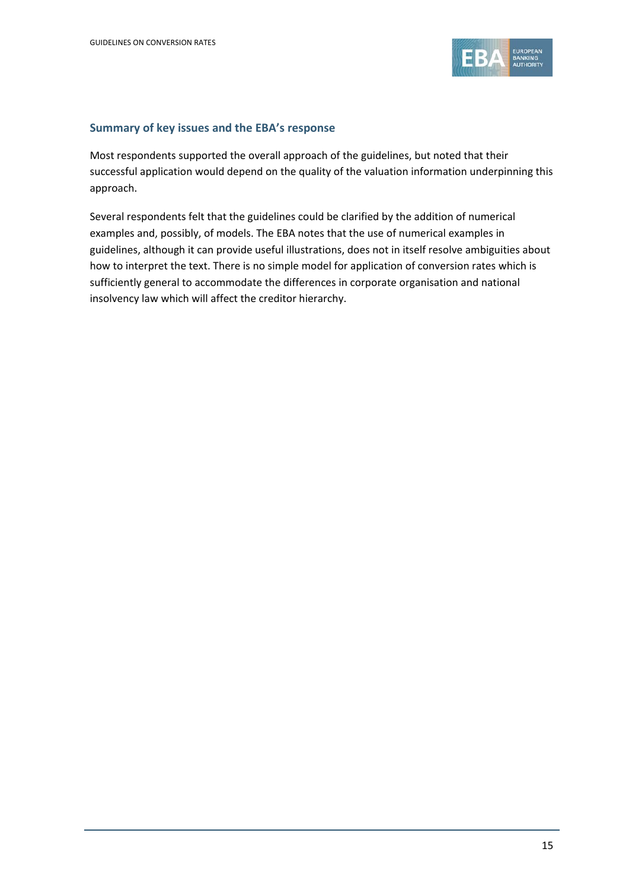### Summary of key issues and the EBA's response

Most respondents supported the overall approach of the guidelines, but noted that their successful application would depend on the quality of the valuation information underpinning this approach.

Several respondents felt that the guidelines could be clarified by the addition of numerical examples and, possibly, of models. The EBA notes that the use of numerical examples in guidelines, although it can provide useful illustrations, does not in itself resolve ambiguities about how to interpret the text. There is no simple model for application of conversion rates which is sufficiently general to accommodate the differences in corporate organisation and national insolvency law which will affect the creditor hierarchy.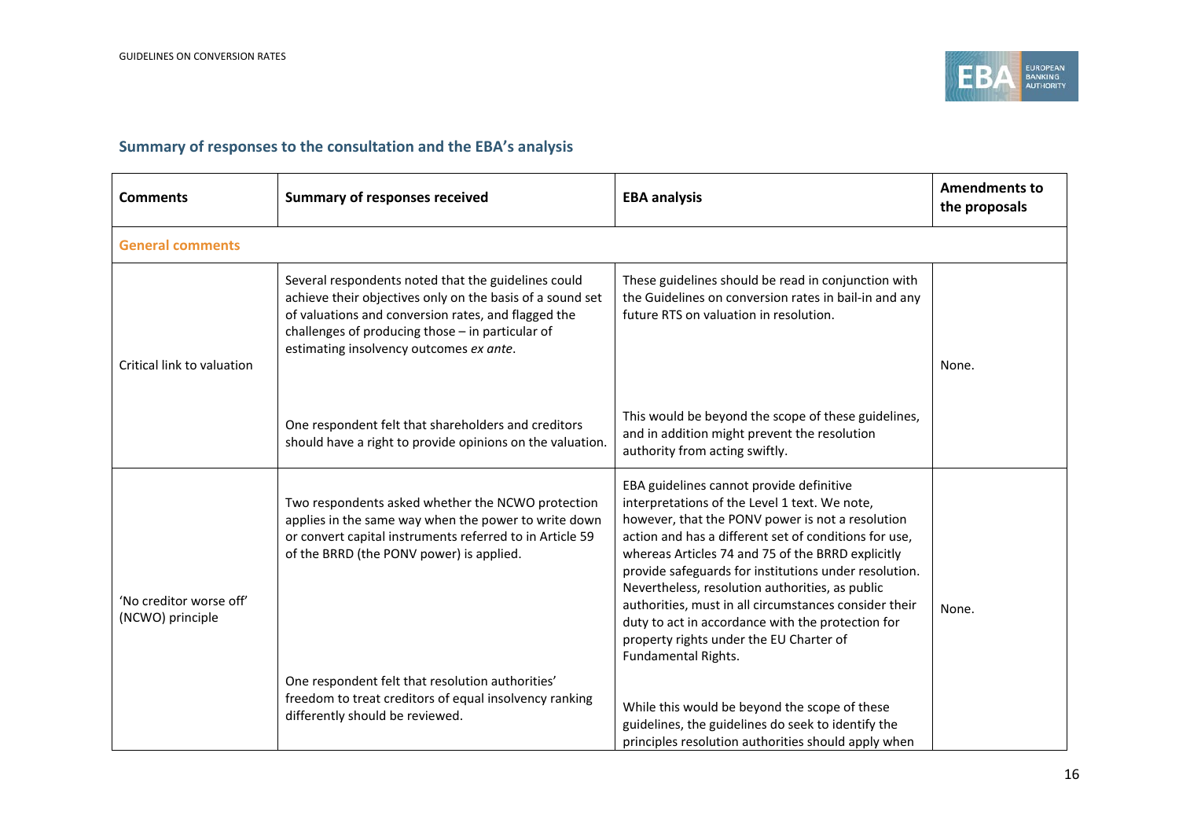## Summary of responses to the consultation and the EBA's analysis

| Comments | Summary of responses received | EBA analysis | Amendments to the proposals |
|---|---|---|---|
| **General comments** | | | |
| Critical link to valuation | Several respondents noted that the guidelines could achieve their objectives only on the basis of a sound set of valuations and conversion rates, and flagged the challenges of producing those – in particular of estimating insolvency outcomes *ex ante*. | These guidelines should be read in conjunction with the Guidelines on conversion rates in bail-in and any future RTS on valuation in resolution. | None. |
| | One respondent felt that shareholders and creditors should have a right to provide opinions on the valuation. | This would be beyond the scope of these guidelines, and in addition might prevent the resolution authority from acting swiftly. | |
| 'No creditor worse off' (NCWO) principle | Two respondents asked whether the NCWO protection applies in the same way when the power to write down or convert capital instruments referred to in Article 59 of the BRRD (the PONV power) is applied. | EBA guidelines cannot provide definitive interpretations of the Level 1 text. We note, however, that the PONV power is not a resolution action and has a different set of conditions for use, whereas Articles 74 and 75 of the BRRD explicitly provide safeguards for institutions under resolution. Nevertheless, resolution authorities, as public authorities, must in all circumstances consider their duty to act in accordance with the protection for property rights under the EU Charter of Fundamental Rights. | None. |
| | One respondent felt that resolution authorities' freedom to treat creditors of equal insolvency ranking differently should be reviewed. | While this would be beyond the scope of these guidelines, the guidelines do seek to identify the principles resolution authorities should apply when | |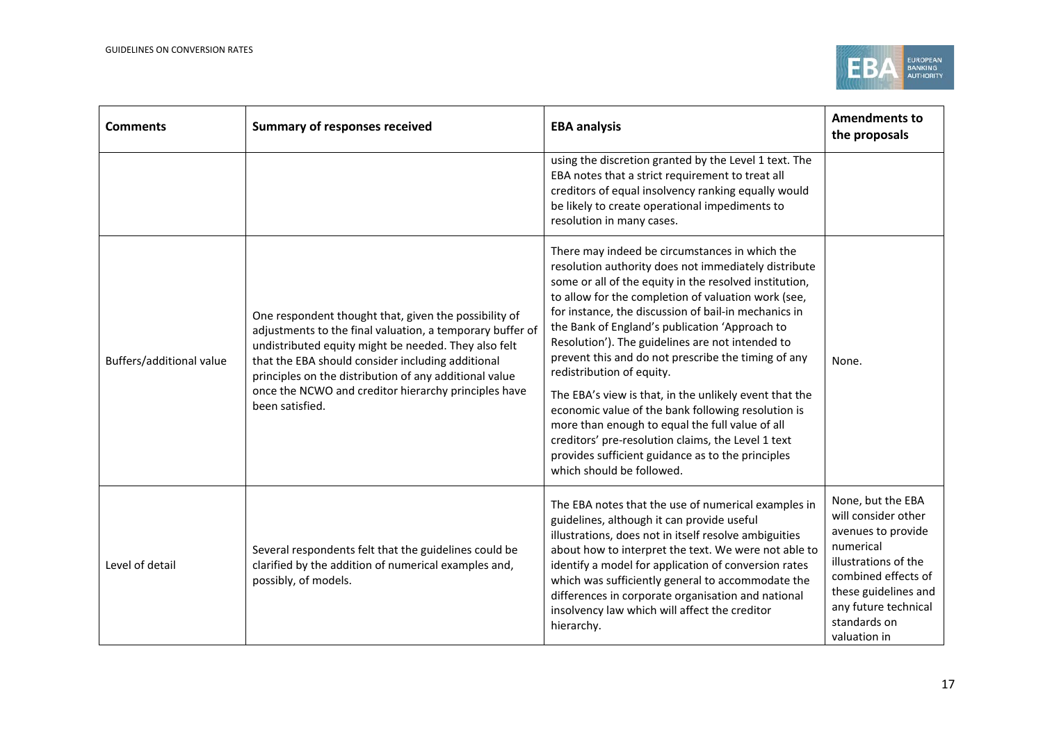| Comments | Summary of responses received | EBA analysis | Amendments to the proposals |
|---|---|---|---|
| | | using the discretion granted by the Level 1 text. The EBA notes that a strict requirement to treat all creditors of equal insolvency ranking equally would be likely to create operational impediments to resolution in many cases. | |
| Buffers/additional value | One respondent thought that, given the possibility of adjustments to the final valuation, a temporary buffer of undistributed equity might be needed. They also felt that the EBA should consider including additional principles on the distribution of any additional value once the NCWO and creditor hierarchy principles have been satisfied. | There may indeed be circumstances in which the resolution authority does not immediately distribute some or all of the equity in the resolved institution, to allow for the completion of valuation work (see, for instance, the discussion of bail-in mechanics in the Bank of England's publication 'Approach to Resolution'). The guidelines are not intended to prevent this and do not prescribe the timing of any redistribution of equity.<br><br>The EBA's view is that, in the unlikely event that the economic value of the bank following resolution is more than enough to equal the full value of all creditors' pre-resolution claims, the Level 1 text provides sufficient guidance as to the principles which should be followed. | None. |
| Level of detail | Several respondents felt that the guidelines could be clarified by the addition of numerical examples and, possibly, of models. | The EBA notes that the use of numerical examples in guidelines, although it can provide useful illustrations, does not in itself resolve ambiguities about how to interpret the text. We were not able to identify a model for application of conversion rates which was sufficiently general to accommodate the differences in corporate organisation and national insolvency law which will affect the creditor hierarchy. | None, but the EBA will consider other avenues to provide numerical illustrations of the combined effects of these guidelines and any future technical standards on valuation in |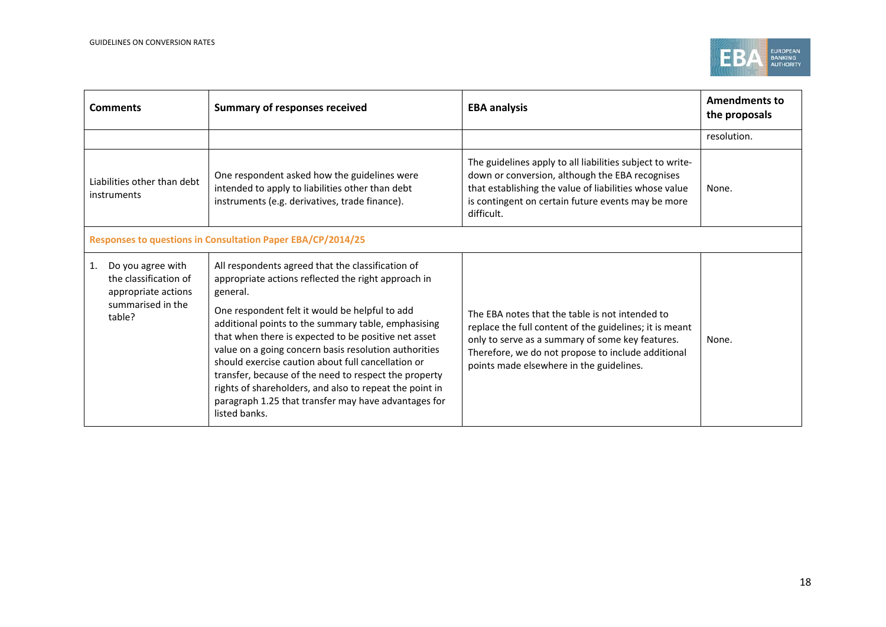| Comments | Summary of responses received | EBA analysis | Amendments to the proposals |
|---|---|---|---|
| | | | resolution. |
| Liabilities other than debt instruments | One respondent asked how the guidelines were intended to apply to liabilities other than debt instruments (e.g. derivatives, trade finance). | The guidelines apply to all liabilities subject to write-down or conversion, although the EBA recognises that establishing the value of liabilities whose value is contingent on certain future events may be more difficult. | None. |
| **Responses to questions in Consultation Paper EBA/CP/2014/25** | | | |
| 1. Do you agree with the classification of appropriate actions summarised in the table? | All respondents agreed that the classification of appropriate actions reflected the right approach in general.<br><br>One respondent felt it would be helpful to add additional points to the summary table, emphasising that when there is expected to be positive net asset value on a going concern basis resolution authorities should exercise caution about full cancellation or transfer, because of the need to respect the property rights of shareholders, and also to repeat the point in paragraph 1.25 that transfer may have advantages for listed banks. | The EBA notes that the table is not intended to replace the full content of the guidelines; it is meant only to serve as a summary of some key features. Therefore, we do not propose to include additional points made elsewhere in the guidelines. | None. |